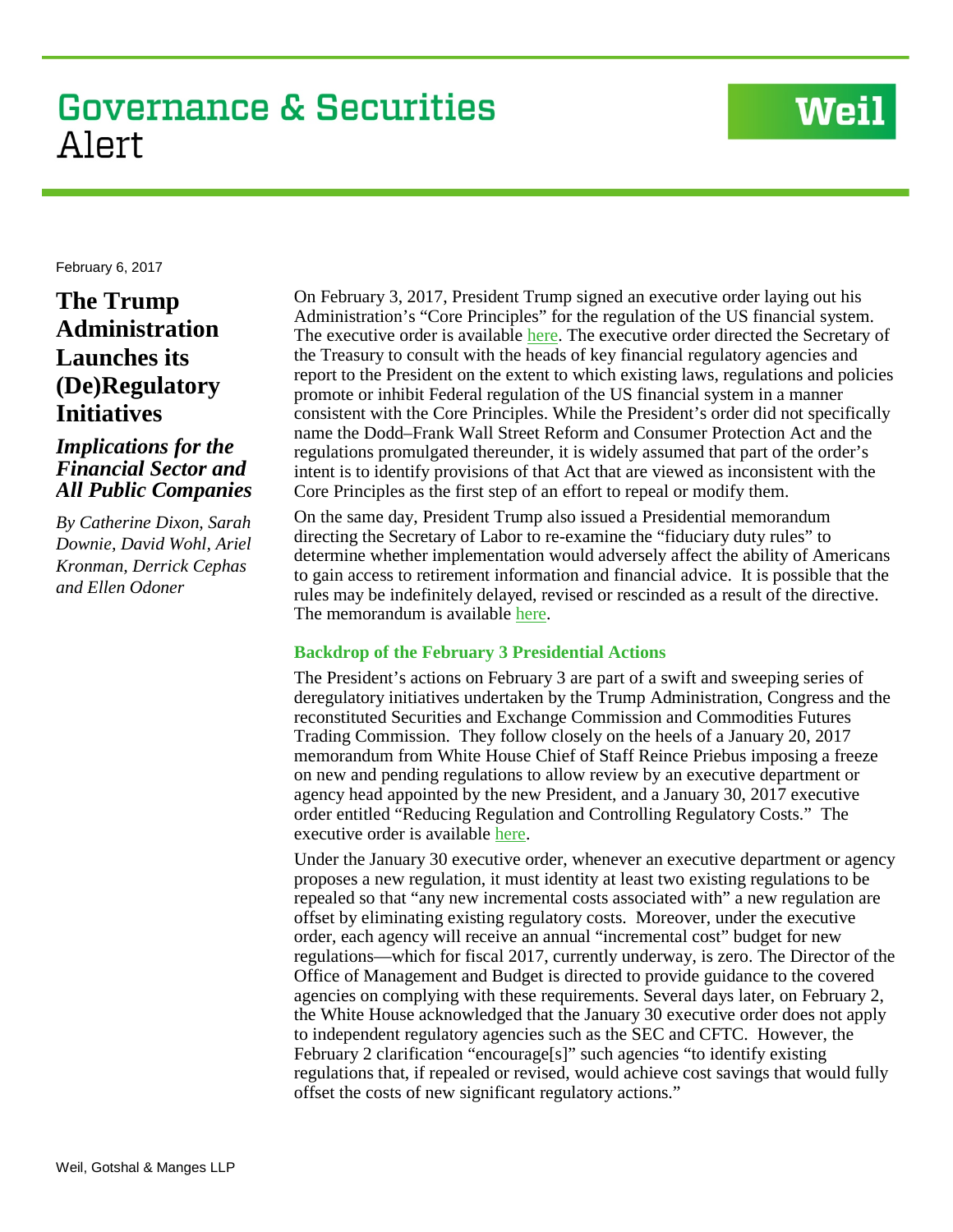# Governance & Securities Alert

February 6, 2017

## The Trump Administration Launches its (De)Regulatory Initiatives

### *Implications for the Financial Sector and All Public Companies*

*By Catherine Dixon, Sarah Downie, David Wohl, Ariel Kronman, Derrick Cephas and Ellen Odoner*

On February 3, 2017, President Trump signed an executive order laying out his Administration's "Core Principles" for the regulation of the US financial system. The executive order is available here. The executive order directed the Secretary of the Treasury to consult with the heads of key financial regulatory agencies and report to the President on the extent to which existing laws, regulations and policies promote or inhibit Federal regulation of the US financial system in a manner consistent with the Core Principles. While the President's order did not specifically name the Dodd–Frank Wall Street Reform and Consumer Protection Act and the regulations promulgated thereunder, it is widely assumed that part of the order's intent is to identify provisions of that Act that are viewed as inconsistent with the Core Principles as the first step of an effort to repeal or modify them.

On the same day, President Trump also issued a Presidential memorandum directing the Secretary of Labor to re-examine the "fiduciary duty rules" to determine whether implementation would adversely affect the ability of Americans to gain access to retirement information and financial advice. It is possible that the rules may be indefinitely delayed, revised or rescinded as a result of the directive. The memorandum is available here.

#### Backdrop of the February 3 Presidential Actions

The President's actions on February 3 are part of a swift and sweeping series of deregulatory initiatives undertaken by the Trump Administration, Congress and the reconstituted Securities and Exchange Commission and Commodities Futures Trading Commission. They follow closely on the heels of a January 20, 2017 memorandum from White House Chief of Staff Reince Priebus imposing a freeze on new and pending regulations to allow review by an executive department or agency head appointed by the new President, and a January 30, 2017 executive order entitled "Reducing Regulation and Controlling Regulatory Costs." The executive order is available here.

Under the January 30 executive order, whenever an executive department or agency proposes a new regulation, it must identity at least two existing regulations to be repealed so that "any new incremental costs associated with" a new regulation are offset by eliminating existing regulatory costs. Moreover, under the executive order, each agency will receive an annual "incremental cost" budget for new regulations—which for fiscal 2017, currently underway, is zero. The Director of the Office of Management and Budget is directed to provide guidance to the covered agencies on complying with these requirements. Several days later, on February 2, the White House acknowledged that the January 30 executive order does not apply to independent regulatory agencies such as the SEC and CFTC. However, the February 2 clarification "encourage[s]" such agencies "to identify existing regulations that, if repealed or revised, would achieve cost savings that would fully offset the costs of new significant regulatory actions."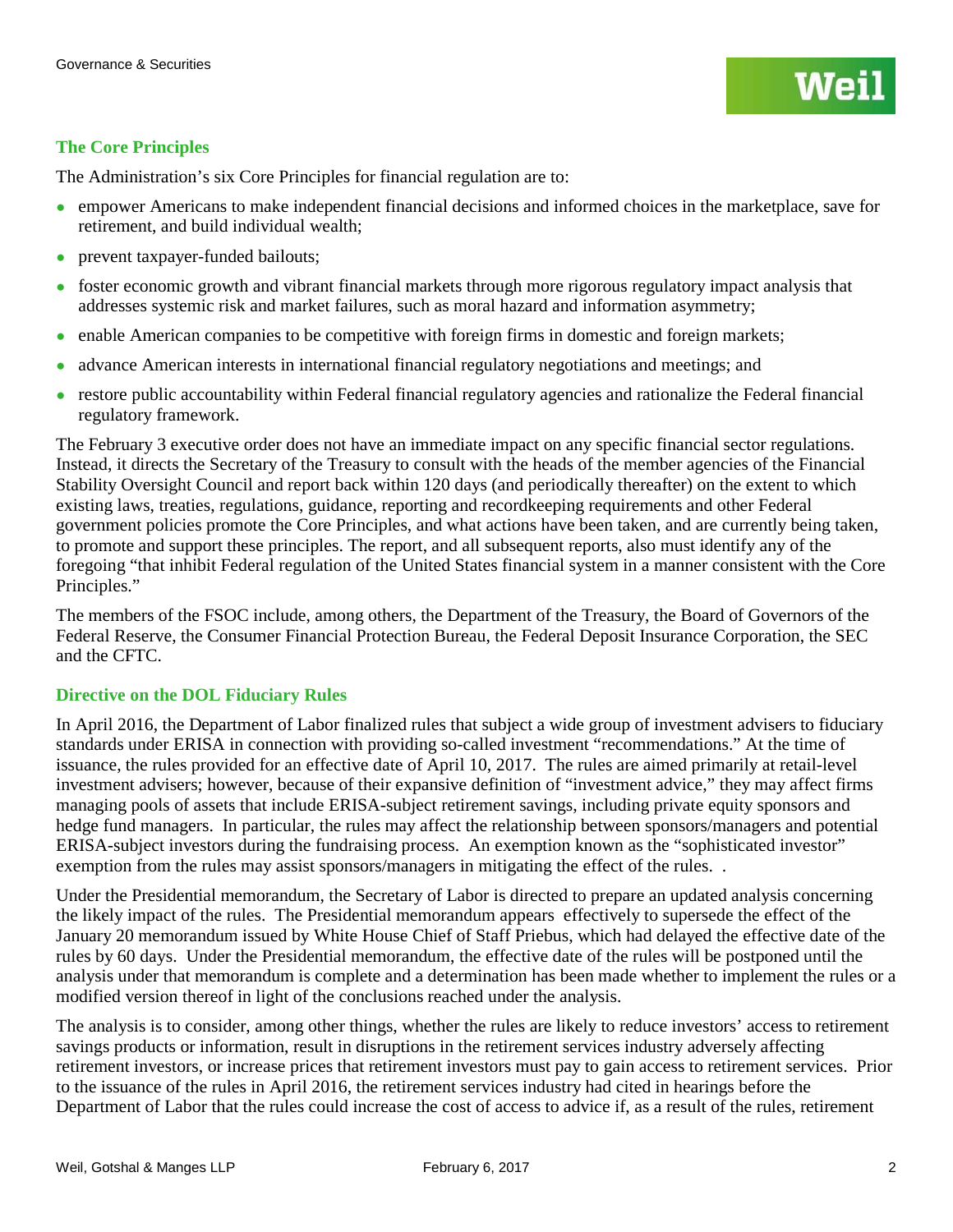## The Core Principles

The Administration's six Core Principles for financial regulation are to:

- empower Americans to make independent financial decisions and informed choices in the marketplace, save for retirement, and build individual wealth;
- prevent taxpayer-funded bailouts;
- foster economic growth and vibrant financial markets through more rigorous regulatory impact analysis that addresses systemic risk and market failures, such as moral hazard and information asymmetry;
- enable American companies to be competitive with foreign firms in domestic and foreign markets;
- advance American interests in international financial regulatory negotiations and meetings; and
- restore public accountability within Federal financial regulatory agencies and rationalize the Federal financial regulatory framework.

The February 3 executive order does not have an immediate impact on any specific financial sector regulations. Instead, it directs the Secretary of the Treasury to consult with the heads of the member agencies of the Financial Stability Oversight Council and report back within 120 days (and periodically thereafter) on the extent to which existing laws, treaties, regulations, guidance, reporting and recordkeeping requirements and other Federal government policies promote the Core Principles, and what actions have been taken, and are currently being taken, to promote and support these principles. The report, and all subsequent reports, also must identify any of the foregoing "that inhibit Federal regulation of the United States financial system in a manner consistent with the Core Principles."

The members of the FSOC include, among others, the Department of the Treasury, the Board of Governors of the Federal Reserve, the Consumer Financial Protection Bureau, the Federal Deposit Insurance Corporation, the SEC and the CFTC.

## Directive on the DOL Fiduciary Rules

In April 2016, the Department of Labor finalized rules that subject a wide group of investment advisers to fiduciary standards under ERISA in connection with providing so-called investment "recommendations." At the time of issuance, the rules provided for an effective date of April 10, 2017. The rules are aimed primarily at retail-level investment advisers; however, because of their expansive definition of "investment advice," they may affect firms managing pools of assets that include ERISA-subject retirement savings, including private equity sponsors and hedge fund managers. In particular, the rules may affect the relationship between sponsors/managers and potential ERISA-subject investors during the fundraising process. An exemption known as the "sophisticated investor" exemption from the rules may assist sponsors/managers in mitigating the effect of the rules. .

Under the Presidential memorandum, the Secretary of Labor is directed to prepare an updated analysis concerning the likely impact of the rules. The Presidential memorandum appears effectively to supersede the effect of the January 20 memorandum issued by White House Chief of Staff Priebus, which had delayed the effective date of the rules by 60 days. Under the Presidential memorandum, the effective date of the rules will be postponed until the analysis under that memorandum is complete and a determination has been made whether to implement the rules or a modified version thereof in light of the conclusions reached under the analysis.

The analysis is to consider, among other things, whether the rules are likely to reduce investors' access to retirement savings products or information, result in disruptions in the retirement services industry adversely affecting retirement investors, or increase prices that retirement investors must pay to gain access to retirement services. Prior to the issuance of the rules in April 2016, the retirement services industry had cited in hearings before the Department of Labor that the rules could increase the cost of access to advice if, as a result of the rules, retirement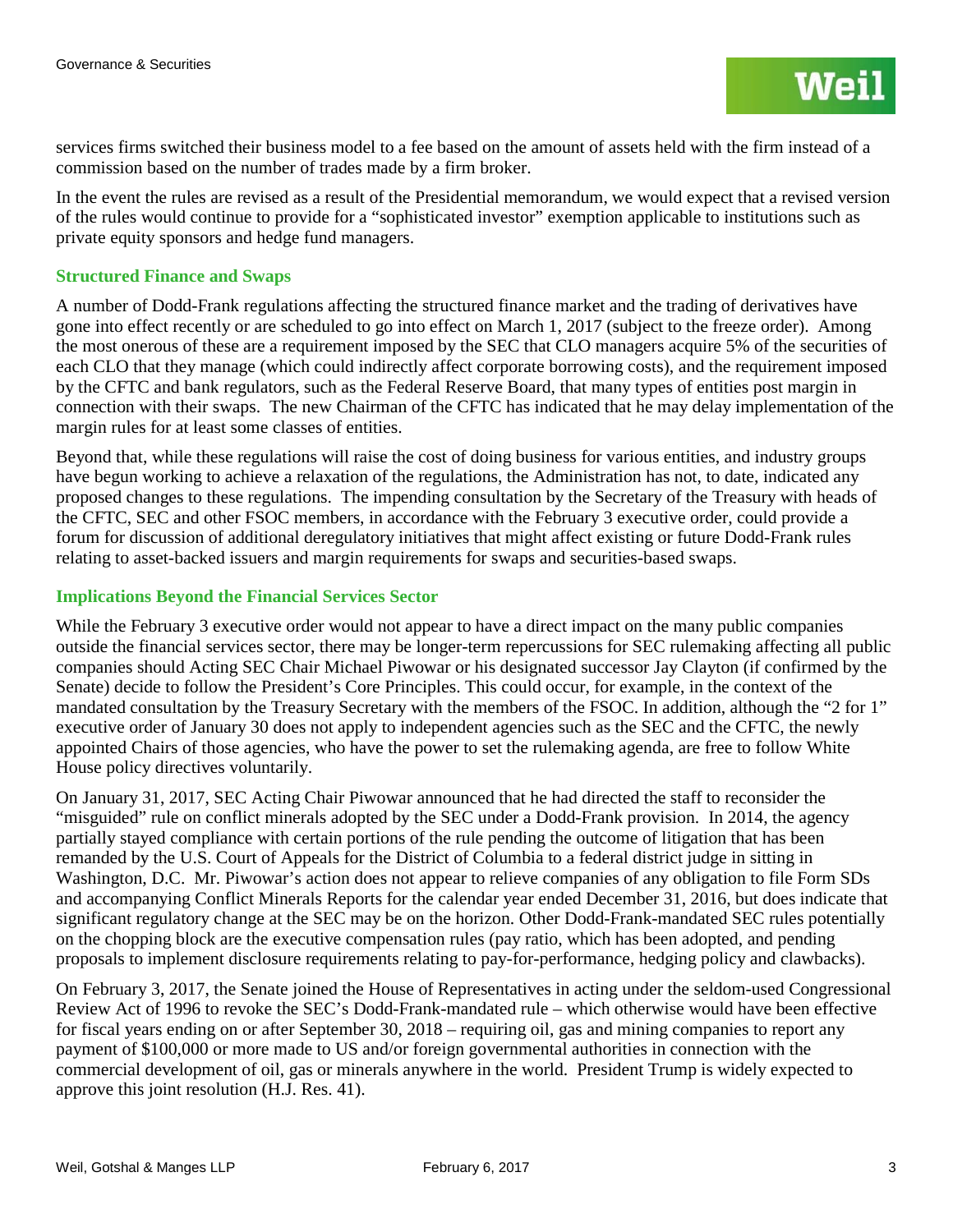services firms switched their business model to a fee based on the amount of assets held with the firm instead of a commission based on the number of trades made by a firm broker.

In the event the rules are revised as a result of the Presidential memorandum, we would expect that a revised version of the rules would continue to provide for a "sophisticated investor" exemption applicable to institutions such as private equity sponsors and hedge fund managers.

### Structured Finance and Swaps

A number of Dodd-Frank regulations affecting the structured finance market and the trading of derivatives have gone into effect recently or are scheduled to go into effect on March 1, 2017 (subject to the freeze order). Among the most onerous of these are a requirement imposed by the SEC that CLO managers acquire 5% of the securities of each CLO that they manage (which could indirectly affect corporate borrowing costs), and the requirement imposed by the CFTC and bank regulators, such as the Federal Reserve Board, that many types of entities post margin in connection with their swaps. The new Chairman of the CFTC has indicated that he may delay implementation of the margin rules for at least some classes of entities.

Beyond that, while these regulations will raise the cost of doing business for various entities, and industry groups have begun working to achieve a relaxation of the regulations, the Administration has not, to date, indicated any proposed changes to these regulations. The impending consultation by the Secretary of the Treasury with heads of the CFTC, SEC and other FSOC members, in accordance with the February 3 executive order, could provide a forum for discussion of additional deregulatory initiatives that might affect existing or future Dodd-Frank rules relating to asset-backed issuers and margin requirements for swaps and securities-based swaps.

### Implications Beyond the Financial Services Sector

While the February 3 executive order would not appear to have a direct impact on the many public companies outside the financial services sector, there may be longer-term repercussions for SEC rulemaking affecting all public companies should Acting SEC Chair Michael Piwowar or his designated successor Jay Clayton (if confirmed by the Senate) decide to follow the President's Core Principles. This could occur, for example, in the context of the mandated consultation by the Treasury Secretary with the members of the FSOC. In addition, although the "2 for 1" executive order of January 30 does not apply to independent agencies such as the SEC and the CFTC, the newly appointed Chairs of those agencies, who have the power to set the rulemaking agenda, are free to follow White House policy directives voluntarily.

On January 31, 2017, SEC Acting Chair Piwowar announced that he had directed the staff to reconsider the "misguided" rule on conflict minerals adopted by the SEC under a Dodd-Frank provision. In 2014, the agency partially stayed compliance with certain portions of the rule pending the outcome of litigation that has been remanded by the U.S. Court of Appeals for the District of Columbia to a federal district judge in sitting in Washington, D.C. Mr. Piwowar's action does not appear to relieve companies of any obligation to file Form SDs and accompanying Conflict Minerals Reports for the calendar year ended December 31, 2016, but does indicate that significant regulatory change at the SEC may be on the horizon. Other Dodd-Frank-mandated SEC rules potentially on the chopping block are the executive compensation rules (pay ratio, which has been adopted, and pending proposals to implement disclosure requirements relating to pay-for-performance, hedging policy and clawbacks).

On February 3, 2017, the Senate joined the House of Representatives in acting under the seldom-used Congressional Review Act of 1996 to revoke the SEC's Dodd-Frank-mandated rule – which otherwise would have been effective for fiscal years ending on or after September 30, 2018 – requiring oil, gas and mining companies to report any payment of $100,000 or more made to US and/or foreign governmental authorities in connection with the commercial development of oil, gas or minerals anywhere in the world. President Trump is widely expected to approve this joint resolution (H.J. Res. 41).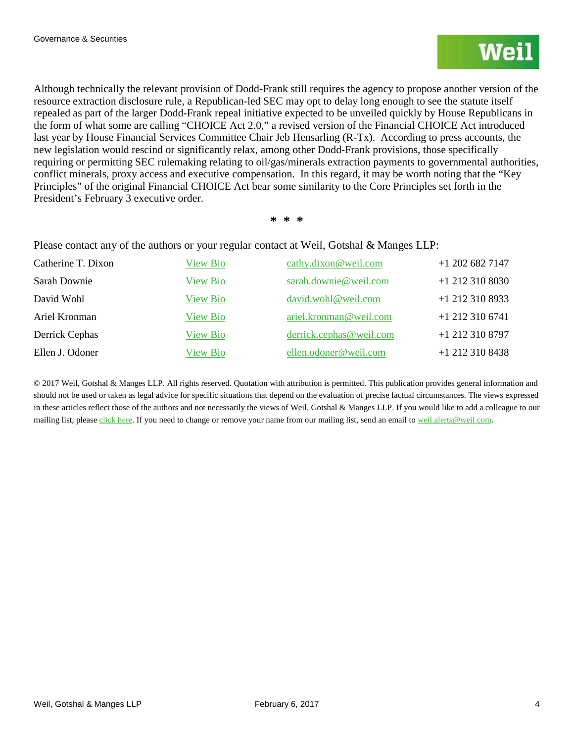Although technically the relevant provision of Dodd-Frank still requires the agency to propose another version of the resource extraction disclosure rule, a Republican-led SEC may opt to delay long enough to see the statute itself repealed as part of the larger Dodd-Frank repeal initiative expected to be unveiled quickly by House Republicans in the form of what some are calling "CHOICE Act 2.0," a revised version of the Financial CHOICE Act introduced last year by House Financial Services Committee Chair Jeb Hensarling (R-Tx). According to press accounts, the new legislation would rescind or significantly relax, among other Dodd-Frank provisions, those specifically requiring or permitting SEC rulemaking relating to oil/gas/minerals extraction payments to governmental authorities, conflict minerals, proxy access and executive compensation. In this regard, it may be worth noting that the "Key Principles" of the original Financial CHOICE Act bear some similarity to the Core Principles set forth in the President's February 3 executive order.

\* \* \*

Please contact any of the authors or your regular contact at Weil, Gotshal & Manges LLP:

| | | | |
|---|---|---|---|
| Catherine T. Dixon | View Bio | cathy.dixon@weil.com | +1 202 682 7147 |
| Sarah Downie | View Bio | sarah.downie@weil.com | +1 212 310 8030 |
| David Wohl | View Bio | david.wohl@weil.com | +1 212 310 8933 |
| Ariel Kronman | View Bio | ariel.kronman@weil.com | +1 212 310 6741 |
| Derrick Cephas | View Bio | derrick.cephas@weil.com | +1 212 310 8797 |
| Ellen J. Odoner | View Bio | ellen.odoner@weil.com | +1 212 310 8438 |

© 2017 Weil, Gotshal & Manges LLP. All rights reserved. Quotation with attribution is permitted. This publication provides general information and should not be used or taken as legal advice for specific situations that depend on the evaluation of precise factual circumstances. The views expressed in these articles reflect those of the authors and not necessarily the views of Weil, Gotshal & Manges LLP. If you would like to add a colleague to our mailing list, please click here. If you need to change or remove your name from our mailing list, send an email to weil.alerts@weil.com.